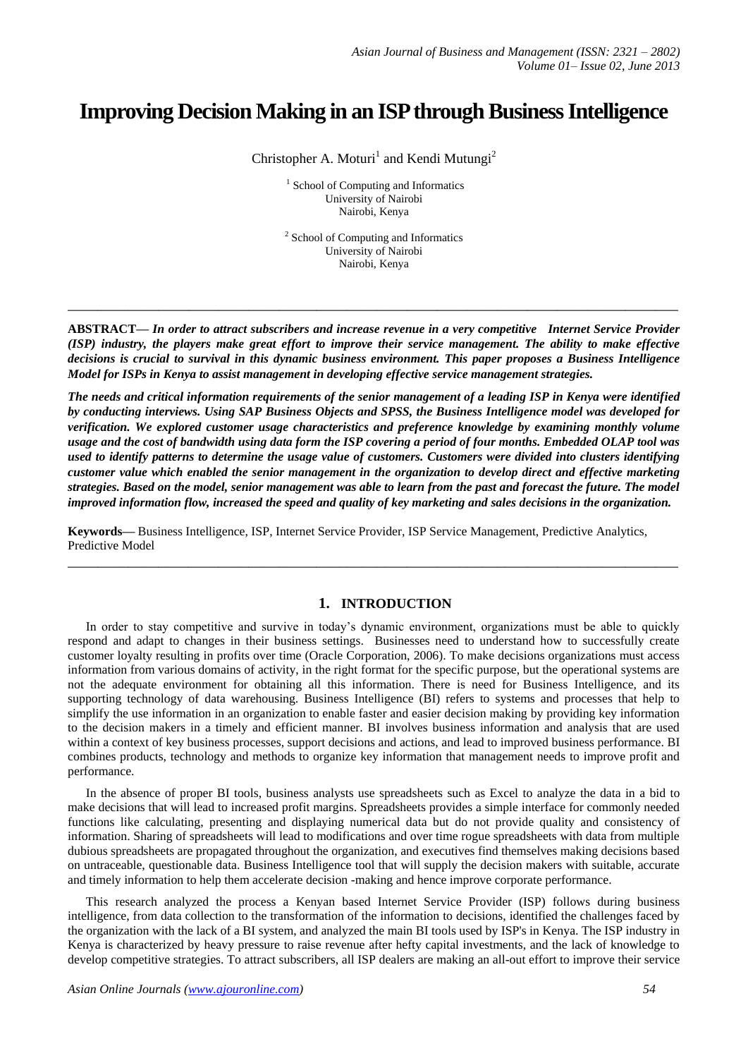# Improving Decision Making in an ISP through Business Intelligence

Christopher A. Moturi[1] and Kendi Mutungi[2]

[1] School of Computing and Informatics
University of Nairobi
Nairobi, Kenya

[2] School of Computing and Informatics
University of Nairobi
Nairobi, Kenya

---

**ABSTRACT—** ***In order to attract subscribers and increase revenue in a very competitive Internet Service Provider (ISP) industry, the players make great effort to improve their service management. The ability to make effective decisions is crucial to survival in this dynamic business environment. This paper proposes a Business Intelligence Model for ISPs in Kenya to assist management in developing effective service management strategies.***

***The needs and critical information requirements of the senior management of a leading ISP in Kenya were identified by conducting interviews. Using SAP Business Objects and SPSS, the Business Intelligence model was developed for verification. We explored customer usage characteristics and preference knowledge by examining monthly volume usage and the cost of bandwidth using data form the ISP covering a period of four months. Embedded OLAP tool was used to identify patterns to determine the usage value of customers. Customers were divided into clusters identifying customer value which enabled the senior management in the organization to develop direct and effective marketing strategies. Based on the model, senior management was able to learn from the past and forecast the future. The model improved information flow, increased the speed and quality of key marketing and sales decisions in the organization.***

**Keywords—** Business Intelligence, ISP, Internet Service Provider, ISP Service Management, Predictive Analytics, Predictive Model

---

## 1. INTRODUCTION

In order to stay competitive and survive in today's dynamic environment, organizations must be able to quickly respond and adapt to changes in their business settings. Businesses need to understand how to successfully create customer loyalty resulting in profits over time (Oracle Corporation, 2006). To make decisions organizations must access information from various domains of activity, in the right format for the specific purpose, but the operational systems are not the adequate environment for obtaining all this information. There is need for Business Intelligence, and its supporting technology of data warehousing. Business Intelligence (BI) refers to systems and processes that help to simplify the use information in an organization to enable faster and easier decision making by providing key information to the decision makers in a timely and efficient manner. BI involves business information and analysis that are used within a context of key business processes, support decisions and actions, and lead to improved business performance. BI combines products, technology and methods to organize key information that management needs to improve profit and performance.

In the absence of proper BI tools, business analysts use spreadsheets such as Excel to analyze the data in a bid to make decisions that will lead to increased profit margins. Spreadsheets provides a simple interface for commonly needed functions like calculating, presenting and displaying numerical data but do not provide quality and consistency of information. Sharing of spreadsheets will lead to modifications and over time rogue spreadsheets with data from multiple dubious spreadsheets are propagated throughout the organization, and executives find themselves making decisions based on untraceable, questionable data. Business Intelligence tool that will supply the decision makers with suitable, accurate and timely information to help them accelerate decision -making and hence improve corporate performance.

This research analyzed the process a Kenyan based Internet Service Provider (ISP) follows during business intelligence, from data collection to the transformation of the information to decisions, identified the challenges faced by the organization with the lack of a BI system, and analyzed the main BI tools used by ISP's in Kenya. The ISP industry in Kenya is characterized by heavy pressure to raise revenue after hefty capital investments, and the lack of knowledge to develop competitive strategies. To attract subscribers, all ISP dealers are making an all-out effort to improve their service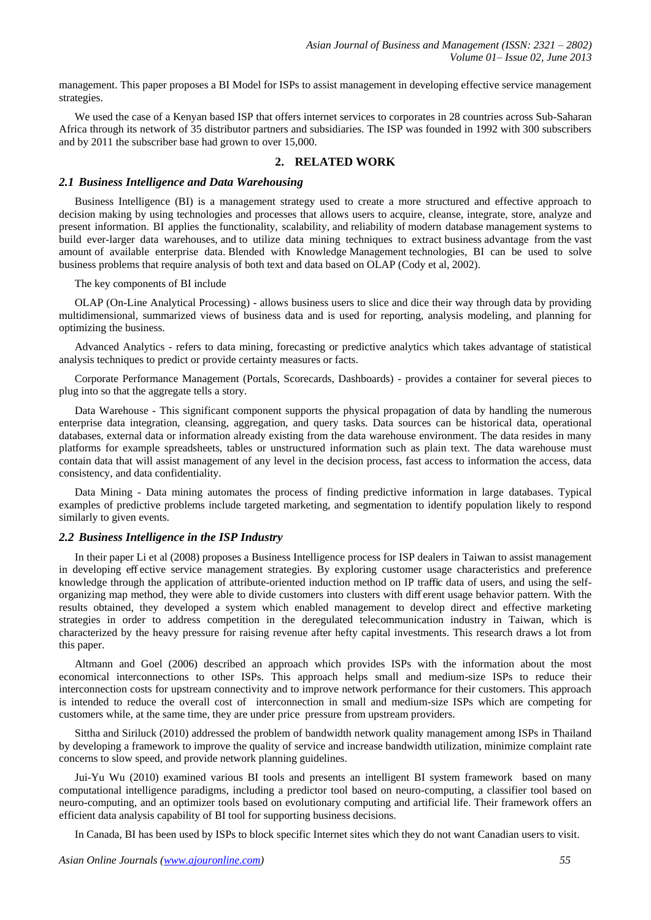management. This paper proposes a BI Model for ISPs to assist management in developing effective service management strategies.

We used the case of a Kenyan based ISP that offers internet services to corporates in 28 countries across Sub-Saharan Africa through its network of 35 distributor partners and subsidiaries. The ISP was founded in 1992 with 300 subscribers and by 2011 the subscriber base had grown to over 15,000.

## 2. RELATED WORK

### *2.1 Business Intelligence and Data Warehousing*

Business Intelligence (BI) is a management strategy used to create a more structured and effective approach to decision making by using technologies and processes that allows users to acquire, cleanse, integrate, store, analyze and present information. BI applies the functionality, scalability, and reliability of modern database management systems to build ever-larger data warehouses, and to utilize data mining techniques to extract business advantage from the vast amount of available enterprise data. Blended with Knowledge Management technologies, BI can be used to solve business problems that require analysis of both text and data based on OLAP (Cody et al, 2002).

The key components of BI include

OLAP (On-Line Analytical Processing) - allows business users to slice and dice their way through data by providing multidimensional, summarized views of business data and is used for reporting, analysis modeling, and planning for optimizing the business.

Advanced Analytics - refers to data mining, forecasting or predictive analytics which takes advantage of statistical analysis techniques to predict or provide certainty measures or facts.

Corporate Performance Management (Portals, Scorecards, Dashboards) - provides a container for several pieces to plug into so that the aggregate tells a story.

Data Warehouse - This significant component supports the physical propagation of data by handling the numerous enterprise data integration, cleansing, aggregation, and query tasks. Data sources can be historical data, operational databases, external data or information already existing from the data warehouse environment. The data resides in many platforms for example spreadsheets, tables or unstructured information such as plain text. The data warehouse must contain data that will assist management of any level in the decision process, fast access to information the access, data consistency, and data confidentiality.

Data Mining - Data mining automates the process of finding predictive information in large databases. Typical examples of predictive problems include targeted marketing, and segmentation to identify population likely to respond similarly to given events.

### *2.2 Business Intelligence in the ISP Industry*

In their paper Li et al (2008) proposes a Business Intelligence process for ISP dealers in Taiwan to assist management in developing effective service management strategies. By exploring customer usage characteristics and preference knowledge through the application of attribute-oriented induction method on IP traffic data of users, and using the self-organizing map method, they were able to divide customers into clusters with different usage behavior pattern. With the results obtained, they developed a system which enabled management to develop direct and effective marketing strategies in order to address competition in the deregulated telecommunication industry in Taiwan, which is characterized by the heavy pressure for raising revenue after hefty capital investments. This research draws a lot from this paper.

Altmann and Goel (2006) described an approach which provides ISPs with the information about the most economical interconnections to other ISPs. This approach helps small and medium-size ISPs to reduce their interconnection costs for upstream connectivity and to improve network performance for their customers. This approach is intended to reduce the overall cost of interconnection in small and medium-size ISPs which are competing for customers while, at the same time, they are under price pressure from upstream providers.

Sittha and Siriluck (2010) addressed the problem of bandwidth network quality management among ISPs in Thailand by developing a framework to improve the quality of service and increase bandwidth utilization, minimize complaint rate concerns to slow speed, and provide network planning guidelines.

Jui-Yu Wu (2010) examined various BI tools and presents an intelligent BI system framework based on many computational intelligence paradigms, including a predictor tool based on neuro-computing, a classifier tool based on neuro-computing, and an optimizer tools based on evolutionary computing and artificial life. Their framework offers an efficient data analysis capability of BI tool for supporting business decisions.

In Canada, BI has been used by ISPs to block specific Internet sites which they do not want Canadian users to visit.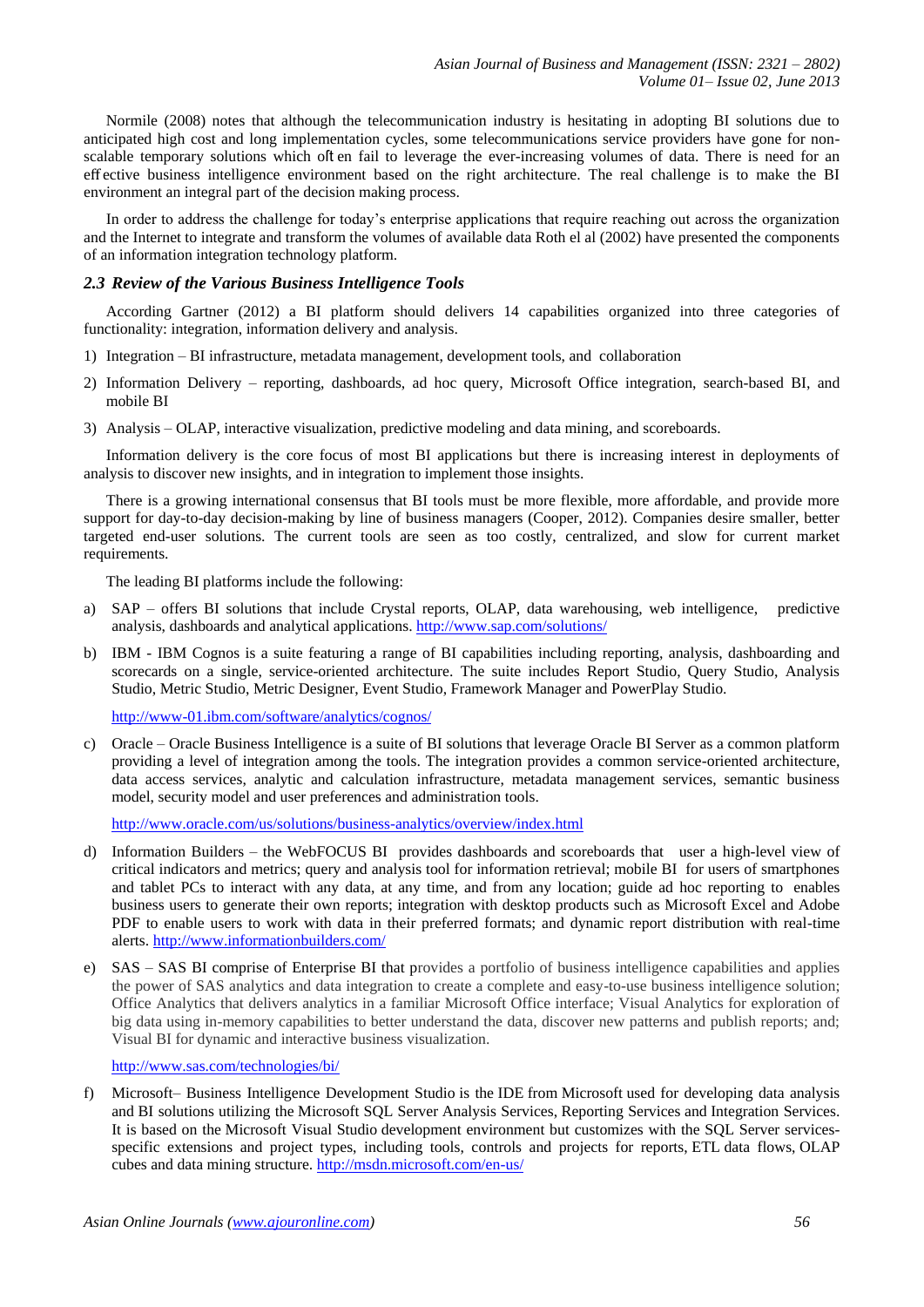Normile (2008) notes that although the telecommunication industry is hesitating in adopting BI solutions due to anticipated high cost and long implementation cycles, some telecommunications service providers have gone for non-scalable temporary solutions which often fail to leverage the ever-increasing volumes of data. There is need for an effective business intelligence environment based on the right architecture. The real challenge is to make the BI environment an integral part of the decision making process.

In order to address the challenge for today's enterprise applications that require reaching out across the organization and the Internet to integrate and transform the volumes of available data Roth el al (2002) have presented the components of an information integration technology platform.

### *2.3 Review of the Various Business Intelligence Tools*

According Gartner (2012) a BI platform should delivers 14 capabilities organized into three categories of functionality: integration, information delivery and analysis.

1) Integration – BI infrastructure, metadata management, development tools, and collaboration
2) Information Delivery – reporting, dashboards, ad hoc query, Microsoft Office integration, search-based BI, and mobile BI
3) Analysis – OLAP, interactive visualization, predictive modeling and data mining, and scoreboards.

Information delivery is the core focus of most BI applications but there is increasing interest in deployments of analysis to discover new insights, and in integration to implement those insights.

There is a growing international consensus that BI tools must be more flexible, more affordable, and provide more support for day-to-day decision-making by line of business managers (Cooper, 2012). Companies desire smaller, better targeted end-user solutions. The current tools are seen as too costly, centralized, and slow for current market requirements.

The leading BI platforms include the following:

a) SAP – offers BI solutions that include Crystal reports, OLAP, data warehousing, web intelligence, predictive analysis, dashboards and analytical applications. http://www.sap.com/solutions/

b) IBM - IBM Cognos is a suite featuring a range of BI capabilities including reporting, analysis, dashboarding and scorecards on a single, service-oriented architecture. The suite includes Report Studio, Query Studio, Analysis Studio, Metric Studio, Metric Designer, Event Studio, Framework Manager and PowerPlay Studio.

   http://www-01.ibm.com/software/analytics/cognos/

c) Oracle – Oracle Business Intelligence is a suite of BI solutions that leverage Oracle BI Server as a common platform providing a level of integration among the tools. The integration provides a common service-oriented architecture, data access services, analytic and calculation infrastructure, metadata management services, semantic business model, security model and user preferences and administration tools.

   http://www.oracle.com/us/solutions/business-analytics/overview/index.html

d) Information Builders – the WebFOCUS BI provides dashboards and scoreboards that user a high-level view of critical indicators and metrics; query and analysis tool for information retrieval; mobile BI for users of smartphones and tablet PCs to interact with any data, at any time, and from any location; guide ad hoc reporting to enables business users to generate their own reports; integration with desktop products such as Microsoft Excel and Adobe PDF to enable users to work with data in their preferred formats; and dynamic report distribution with real-time alerts. http://www.informationbuilders.com/

e) SAS – SAS BI comprise of Enterprise BI that provides a portfolio of business intelligence capabilities and applies the power of SAS analytics and data integration to create a complete and easy-to-use business intelligence solution; Office Analytics that delivers analytics in a familiar Microsoft Office interface; Visual Analytics for exploration of big data using in-memory capabilities to better understand the data, discover new patterns and publish reports; and; Visual BI for dynamic and interactive business visualization.

   http://www.sas.com/technologies/bi/

f) Microsoft– Business Intelligence Development Studio is the IDE from Microsoft used for developing data analysis and BI solutions utilizing the Microsoft SQL Server Analysis Services, Reporting Services and Integration Services. It is based on the Microsoft Visual Studio development environment but customizes with the SQL Server services-specific extensions and project types, including tools, controls and projects for reports, ETL data flows, OLAP cubes and data mining structure. http://msdn.microsoft.com/en-us/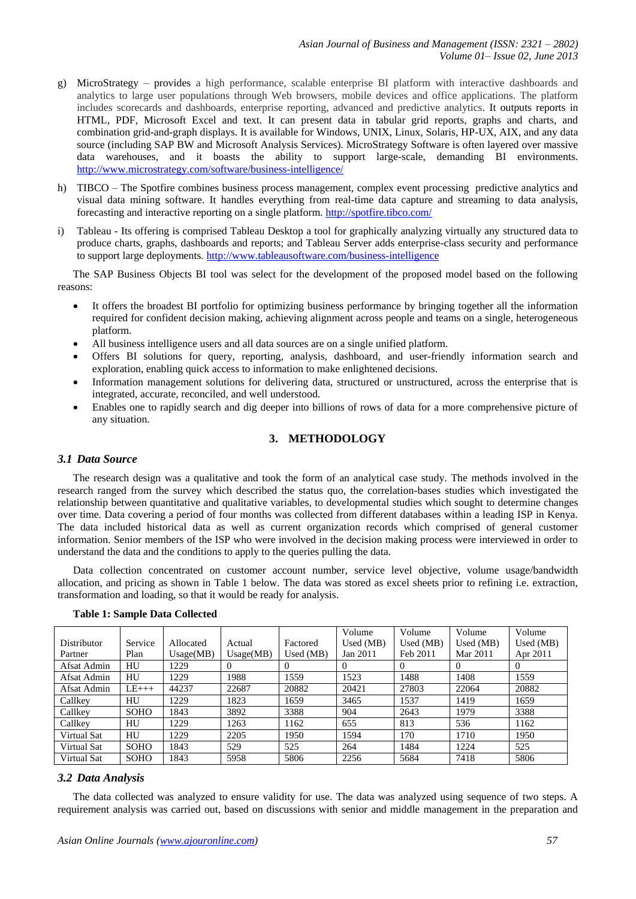g) MicroStrategy – provides a high performance, scalable enterprise BI platform with interactive dashboards and analytics to large user populations through Web browsers, mobile devices and office applications. The platform includes scorecards and dashboards, enterprise reporting, advanced and predictive analytics. It outputs reports in HTML, PDF, Microsoft Excel and text. It can present data in tabular grid reports, graphs and charts, and combination grid-and-graph displays. It is available for Windows, UNIX, Linux, Solaris, HP-UX, AIX, and any data source (including SAP BW and Microsoft Analysis Services). MicroStrategy Software is often layered over massive data warehouses, and it boasts the ability to support large-scale, demanding BI environments. http://www.microstrategy.com/software/business-intelligence/

h) TIBCO – The Spotfire combines business process management, complex event processing predictive analytics and visual data mining software. It handles everything from real-time data capture and streaming to data analysis, forecasting and interactive reporting on a single platform. http://spotfire.tibco.com/

i) Tableau - Its offering is comprised Tableau Desktop a tool for graphically analyzing virtually any structured data to produce charts, graphs, dashboards and reports; and Tableau Server adds enterprise-class security and performance to support large deployments. http://www.tableausoftware.com/business-intelligence

The SAP Business Objects BI tool was select for the development of the proposed model based on the following reasons:

- It offers the broadest BI portfolio for optimizing business performance by bringing together all the information required for confident decision making, achieving alignment across people and teams on a single, heterogeneous platform.
- All business intelligence users and all data sources are on a single unified platform.
- Offers BI solutions for query, reporting, analysis, dashboard, and user-friendly information search and exploration, enabling quick access to information to make enlightened decisions.
- Information management solutions for delivering data, structured or unstructured, across the enterprise that is integrated, accurate, reconciled, and well understood.
- Enables one to rapidly search and dig deeper into billions of rows of data for a more comprehensive picture of any situation.

## 3. METHODOLOGY

### *3.1 Data Source*

The research design was a qualitative and took the form of an analytical case study. The methods involved in the research ranged from the survey which described the status quo, the correlation-bases studies which investigated the relationship between quantitative and qualitative variables, to developmental studies which sought to determine changes over time. Data covering a period of four months was collected from different databases within a leading ISP in Kenya. The data included historical data as well as current organization records which comprised of general customer information. Senior members of the ISP who were involved in the decision making process were interviewed in order to understand the data and the conditions to apply to the queries pulling the data.

Data collection concentrated on customer account number, service level objective, volume usage/bandwidth allocation, and pricing as shown in Table 1 below. The data was stored as excel sheets prior to refining i.e. extraction, transformation and loading, so that it would be ready for analysis.

**Table 1: Sample Data Collected**

| Distributor Partner | Service Plan | Allocated Usage(MB) | Actual Usage(MB) | Factored Used (MB) | Volume Used (MB) Jan 2011 | Volume Used (MB) Feb 2011 | Volume Used (MB) Mar 2011 | Volume Used (MB) Apr 2011 |
|---|---|---|---|---|---|---|---|---|
| Afsat Admin | HU | 1229 | 0 | 0 | 0 | 0 | 0 | 0 |
| Afsat Admin | HU | 1229 | 1988 | 1559 | 1523 | 1488 | 1408 | 1559 |
| Afsat Admin | LE+++ | 44237 | 22687 | 20882 | 20421 | 27803 | 22064 | 20882 |
| Callkey | HU | 1229 | 1823 | 1659 | 3465 | 1537 | 1419 | 1659 |
| Callkey | SOHO | 1843 | 3892 | 3388 | 904 | 2643 | 1979 | 3388 |
| Callkey | HU | 1229 | 1263 | 1162 | 655 | 813 | 536 | 1162 |
| Virtual Sat | HU | 1229 | 2205 | 1950 | 1594 | 170 | 1710 | 1950 |
| Virtual Sat | SOHO | 1843 | 529 | 525 | 264 | 1484 | 1224 | 525 |
| Virtual Sat | SOHO | 1843 | 5958 | 5806 | 2256 | 5684 | 7418 | 5806 |

### *3.2 Data Analysis*

The data collected was analyzed to ensure validity for use. The data was analyzed using sequence of two steps. A requirement analysis was carried out, based on discussions with senior and middle management in the preparation and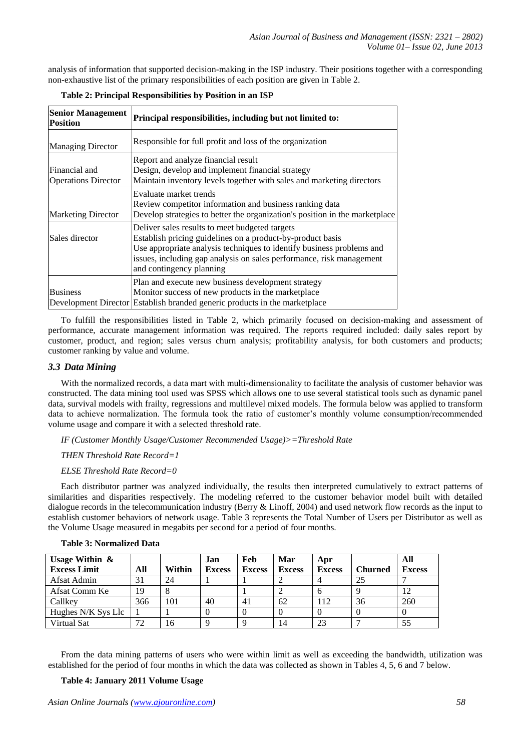analysis of information that supported decision-making in the ISP industry. Their positions together with a corresponding non-exhaustive list of the primary responsibilities of each position are given in Table 2.

**Table 2: Principal Responsibilities by Position in an ISP**

| Senior Management Position | Principal responsibilities, including but not limited to: |
|---|---|
| Managing Director | Responsible for full profit and loss of the organization |
| Financial and Operations Director | Report and analyze financial result<br>Design, develop and implement financial strategy<br>Maintain inventory levels together with sales and marketing directors |
| Marketing Director | Evaluate market trends<br>Review competitor information and business ranking data<br>Develop strategies to better the organization's position in the marketplace |
| Sales director | Deliver sales results to meet budgeted targets<br>Establish pricing guidelines on a product-by-product basis<br>Use appropriate analysis techniques to identify business problems and issues, including gap analysis on sales performance, risk management and contingency planning |
| Business Development Director | Plan and execute new business development strategy<br>Monitor success of new products in the marketplace<br>Establish branded generic products in the marketplace |

To fulfill the responsibilities listed in Table 2, which primarily focused on decision-making and assessment of performance, accurate management information was required. The reports required included: daily sales report by customer, product, and region; sales versus churn analysis; profitability analysis, for both customers and products; customer ranking by value and volume.

### *3.3 Data Mining*

With the normalized records, a data mart with multi-dimensionality to facilitate the analysis of customer behavior was constructed. The data mining tool used was SPSS which allows one to use several statistical tools such as dynamic panel data, survival models with frailty, regressions and multilevel mixed models. The formula below was applied to transform data to achieve normalization. The formula took the ratio of customer's monthly volume consumption/recommended volume usage and compare it with a selected threshold rate.

*IF (Customer Monthly Usage/Customer Recommended Usage)>=Threshold Rate*

*THEN Threshold Rate Record=1*

*ELSE Threshold Rate Record=0*

Each distributor partner was analyzed individually, the results then interpreted cumulatively to extract patterns of similarities and disparities respectively. The modeling referred to the customer behavior model built with detailed dialogue records in the telecommunication industry (Berry & Linoff, 2004) and used network flow records as the input to establish customer behaviors of network usage. Table 3 represents the Total Number of Users per Distributor as well as the Volume Usage measured in megabits per second for a period of four months.

**Table 3: Normalized Data**

| Usage Within & Excess Limit | All | Within | Jan Excess | Feb Excess | Mar Excess | Apr Excess | Churned | All Excess |
|---|---|---|---|---|---|---|---|---|
| Afsat Admin | 31 | 24 | 1 | 1 | 2 | 4 | 25 | 7 |
| Afsat Comm Ke | 19 | 8 | | 1 | 2 | 6 | 9 | 12 |
| Callkey | 366 | 101 | 40 | 41 | 62 | 112 | 36 | 260 |
| Hughes N/K Sys Llc | 1 | 1 | 0 | 0 | 0 | 0 | 0 | 0 |
| Virtual Sat | 72 | 16 | 9 | 9 | 14 | 23 | 7 | 55 |

From the data mining patterns of users who were within limit as well as exceeding the bandwidth, utilization was established for the period of four months in which the data was collected as shown in Tables 4, 5, 6 and 7 below.

**Table 4: January 2011 Volume Usage**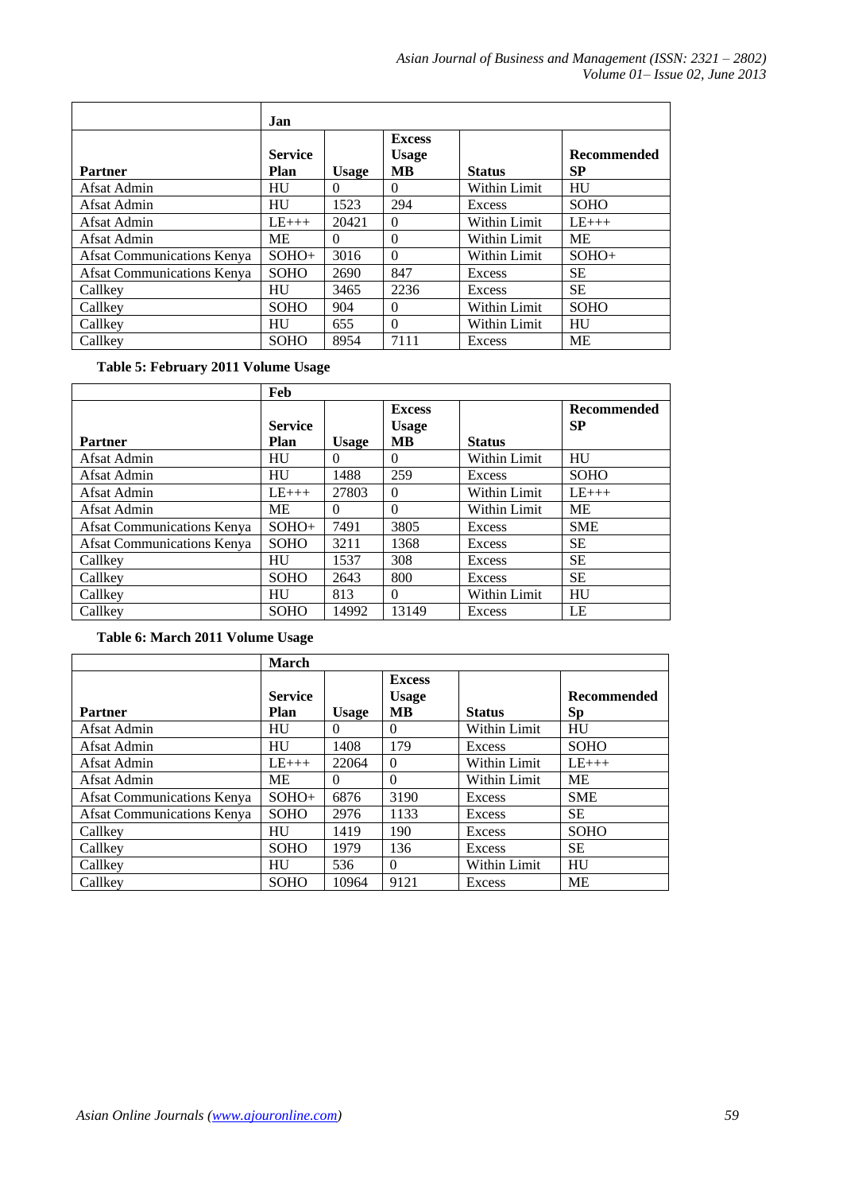| Partner | Jan | | | | |
|---|---|---|---|---|---|
| | Service Plan | Usage | Excess Usage MB | Status | Recommended SP |
| Afsat Admin | HU | 0 | 0 | Within Limit | HU |
| Afsat Admin | HU | 1523 | 294 | Excess | SOHO |
| Afsat Admin | LE+++ | 20421 | 0 | Within Limit | LE+++ |
| Afsat Admin | ME | 0 | 0 | Within Limit | ME |
| Afsat Communications Kenya | SOHO+ | 3016 | 0 | Within Limit | SOHO+ |
| Afsat Communications Kenya | SOHO | 2690 | 847 | Excess | SE |
| Callkey | HU | 3465 | 2236 | Excess | SE |
| Callkey | SOHO | 904 | 0 | Within Limit | SOHO |
| Callkey | HU | 655 | 0 | Within Limit | HU |
| Callkey | SOHO | 8954 | 7111 | Excess | ME |

**Table 5: February 2011 Volume Usage**

| Partner | Feb | | | | |
|---|---|---|---|---|---|
| | Service Plan | Usage | Excess Usage MB | Status | Recommended SP |
| Afsat Admin | HU | 0 | 0 | Within Limit | HU |
| Afsat Admin | HU | 1488 | 259 | Excess | SOHO |
| Afsat Admin | LE+++ | 27803 | 0 | Within Limit | LE+++ |
| Afsat Admin | ME | 0 | 0 | Within Limit | ME |
| Afsat Communications Kenya | SOHO+ | 7491 | 3805 | Excess | SME |
| Afsat Communications Kenya | SOHO | 3211 | 1368 | Excess | SE |
| Callkey | HU | 1537 | 308 | Excess | SE |
| Callkey | SOHO | 2643 | 800 | Excess | SE |
| Callkey | HU | 813 | 0 | Within Limit | HU |
| Callkey | SOHO | 14992 | 13149 | Excess | LE |

**Table 6: March 2011 Volume Usage**

| Partner | March | | | | |
|---|---|---|---|---|---|
| | Service Plan | Usage | Excess Usage MB | Status | Recommended Sp |
| Afsat Admin | HU | 0 | 0 | Within Limit | HU |
| Afsat Admin | HU | 1408 | 179 | Excess | SOHO |
| Afsat Admin | LE+++ | 22064 | 0 | Within Limit | LE+++ |
| Afsat Admin | ME | 0 | 0 | Within Limit | ME |
| Afsat Communications Kenya | SOHO+ | 6876 | 3190 | Excess | SME |
| Afsat Communications Kenya | SOHO | 2976 | 1133 | Excess | SE |
| Callkey | HU | 1419 | 190 | Excess | SOHO |
| Callkey | SOHO | 1979 | 136 | Excess | SE |
| Callkey | HU | 536 | 0 | Within Limit | HU |
| Callkey | SOHO | 10964 | 9121 | Excess | ME |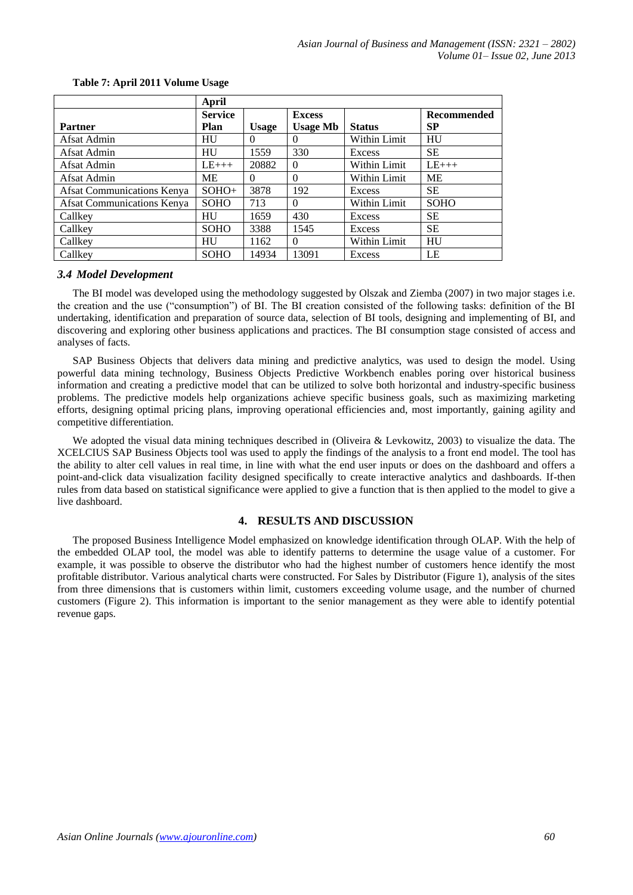**Table 7: April 2011 Volume Usage**

| | April | | | | |
|---|---|---|---|---|---|
| **Partner** | **Service Plan** | **Usage** | **Excess Usage Mb** | **Status** | **Recommended SP** |
| Afsat Admin | HU | 0 | 0 | Within Limit | HU |
| Afsat Admin | HU | 1559 | 330 | Excess | SE |
| Afsat Admin | LE+++ | 20882 | 0 | Within Limit | LE+++ |
| Afsat Admin | ME | 0 | 0 | Within Limit | ME |
| Afsat Communications Kenya | SOHO+ | 3878 | 192 | Excess | SE |
| Afsat Communications Kenya | SOHO | 713 | 0 | Within Limit | SOHO |
| Callkey | HU | 1659 | 430 | Excess | SE |
| Callkey | SOHO | 3388 | 1545 | Excess | SE |
| Callkey | HU | 1162 | 0 | Within Limit | HU |
| Callkey | SOHO | 14934 | 13091 | Excess | LE |

### *3.4 Model Development*

The BI model was developed using the methodology suggested by Olszak and Ziemba (2007) in two major stages i.e. the creation and the use ("consumption") of BI. The BI creation consisted of the following tasks: definition of the BI undertaking, identification and preparation of source data, selection of BI tools, designing and implementing of BI, and discovering and exploring other business applications and practices. The BI consumption stage consisted of access and analyses of facts.

SAP Business Objects that delivers data mining and predictive analytics, was used to design the model. Using powerful data mining technology, Business Objects Predictive Workbench enables poring over historical business information and creating a predictive model that can be utilized to solve both horizontal and industry-specific business problems. The predictive models help organizations achieve specific business goals, such as maximizing marketing efforts, designing optimal pricing plans, improving operational efficiencies and, most importantly, gaining agility and competitive differentiation.

We adopted the visual data mining techniques described in (Oliveira & Levkowitz, 2003) to visualize the data. The XCELCIUS SAP Business Objects tool was used to apply the findings of the analysis to a front end model. The tool has the ability to alter cell values in real time, in line with what the end user inputs or does on the dashboard and offers a point-and-click data visualization facility designed specifically to create interactive analytics and dashboards. If-then rules from data based on statistical significance were applied to give a function that is then applied to the model to give a live dashboard.

## 4. RESULTS AND DISCUSSION

The proposed Business Intelligence Model emphasized on knowledge identification through OLAP. With the help of the embedded OLAP tool, the model was able to identify patterns to determine the usage value of a customer. For example, it was possible to observe the distributor who had the highest number of customers hence identify the most profitable distributor. Various analytical charts were constructed. For Sales by Distributor (Figure 1), analysis of the sites from three dimensions that is customers within limit, customers exceeding volume usage, and the number of churned customers (Figure 2). This information is important to the senior management as they were able to identify potential revenue gaps.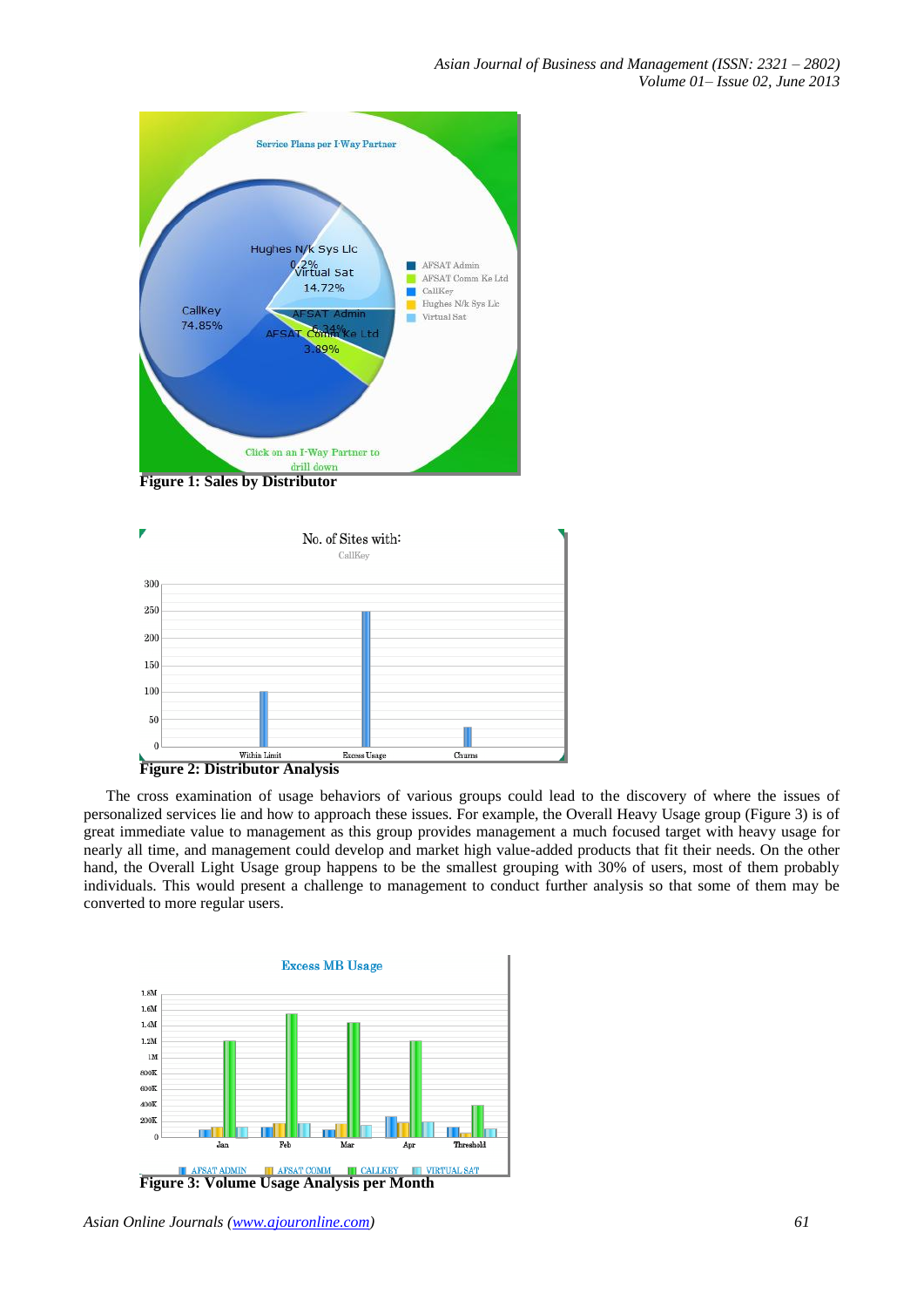**Figure 1: Sales by Distributor**

**Figure 2: Distributor Analysis**

The cross examination of usage behaviors of various groups could lead to the discovery of where the issues of personalized services lie and how to approach these issues. For example, the Overall Heavy Usage group (Figure 3) is of great immediate value to management as this group provides management a much focused target with heavy usage for nearly all time, and management could develop and market high value-added products that fit their needs. On the other hand, the Overall Light Usage group happens to be the smallest grouping with 30% of users, most of them probably individuals. This would present a challenge to management to conduct further analysis so that some of them may be converted to more regular users.

**Figure 3: Volume Usage Analysis per Month**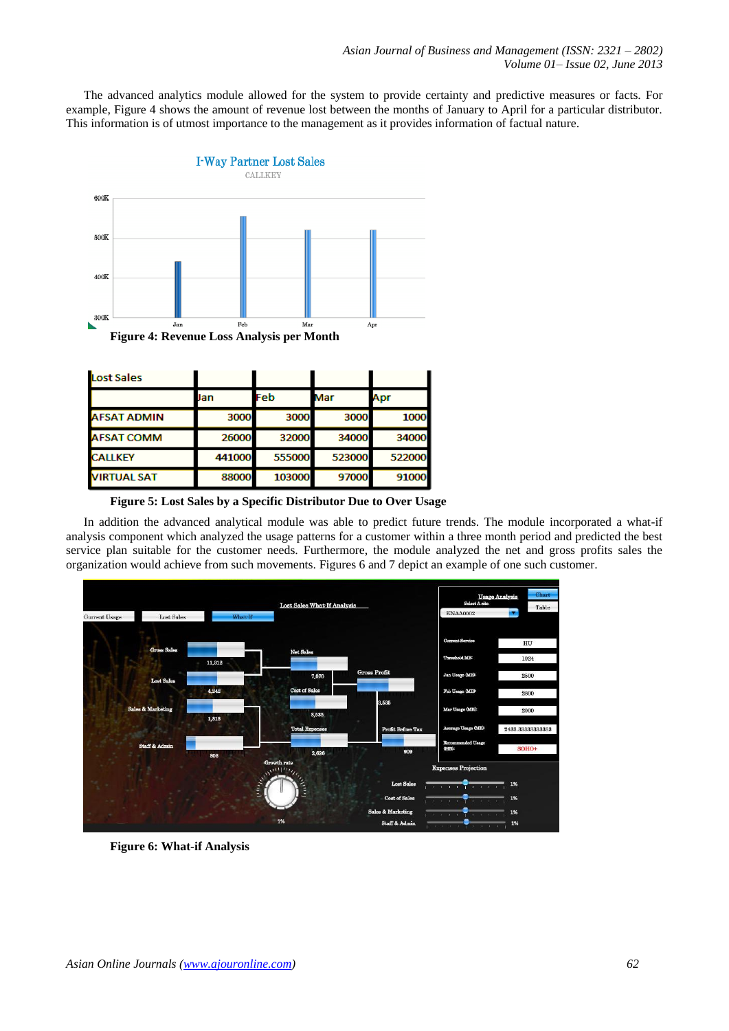The advanced analytics module allowed for the system to provide certainty and predictive measures or facts. For example, Figure 4 shows the amount of revenue lost between the months of January to April for a particular distributor. This information is of utmost importance to the management as it provides information of factual nature.

**Figure 4: Revenue Loss Analysis per Month**

| Lost Sales | | | | |
|---|---|---|---|---|
| | Jan | Feb | Mar | Apr |
| AFSAT ADMIN | 3000 | 3000 | 3000 | 1000 |
| AFSAT COMM | 26000 | 32000 | 34000 | 34000 |
| CALLKEY | 441000 | 555000 | 523000 | 522000 |
| VIRTUAL SAT | 88000 | 103000 | 97000 | 91000 |

**Figure 5: Lost Sales by a Specific Distributor Due to Over Usage**

In addition the advanced analytical module was able to predict future trends. The module incorporated a what-if analysis component which analyzed the usage patterns for a customer within a three month period and predicted the best service plan suitable for the customer needs. Furthermore, the module analyzed the net and gross profits sales the organization would achieve from such movements. Figures 6 and 7 depict an example of one such customer.

**Figure 6: What-if Analysis**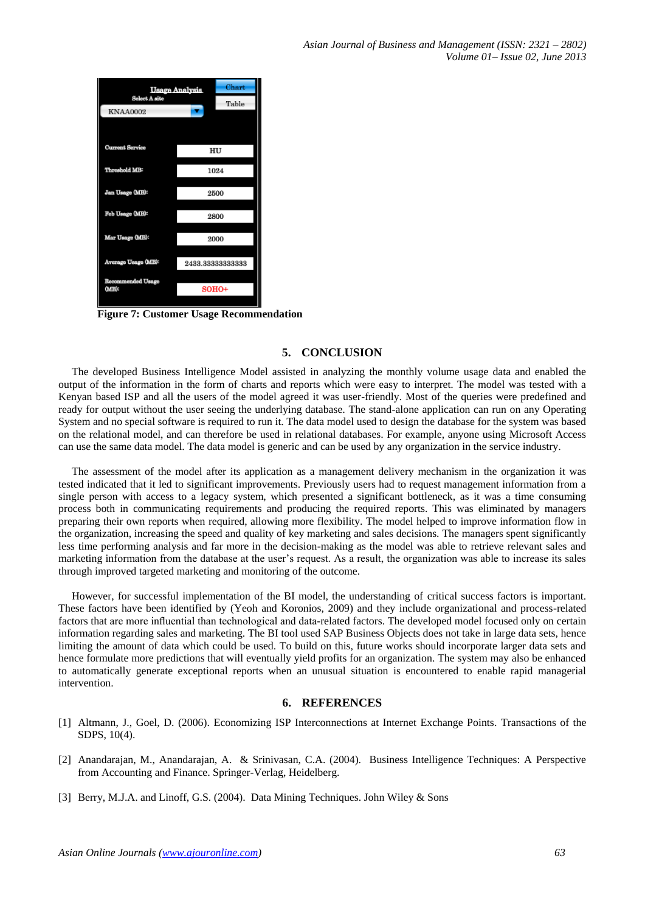Figure 7: Customer Usage Recommendation

## 5. CONCLUSION

The developed Business Intelligence Model assisted in analyzing the monthly volume usage data and enabled the output of the information in the form of charts and reports which were easy to interpret. The model was tested with a Kenyan based ISP and all the users of the model agreed it was user-friendly. Most of the queries were predefined and ready for output without the user seeing the underlying database. The stand-alone application can run on any Operating System and no special software is required to run it. The data model used to design the database for the system was based on the relational model, and can therefore be used in relational databases. For example, anyone using Microsoft Access can use the same data model. The data model is generic and can be used by any organization in the service industry.

The assessment of the model after its application as a management delivery mechanism in the organization it was tested indicated that it led to significant improvements. Previously users had to request management information from a single person with access to a legacy system, which presented a significant bottleneck, as it was a time consuming process both in communicating requirements and producing the required reports. This was eliminated by managers preparing their own reports when required, allowing more flexibility. The model helped to improve information flow in the organization, increasing the speed and quality of key marketing and sales decisions. The managers spent significantly less time performing analysis and far more in the decision-making as the model was able to retrieve relevant sales and marketing information from the database at the user's request. As a result, the organization was able to increase its sales through improved targeted marketing and monitoring of the outcome.

However, for successful implementation of the BI model, the understanding of critical success factors is important. These factors have been identified by (Yeoh and Koronios, 2009) and they include organizational and process-related factors that are more influential than technological and data-related factors. The developed model focused only on certain information regarding sales and marketing. The BI tool used SAP Business Objects does not take in large data sets, hence limiting the amount of data which could be used. To build on this, future works should incorporate larger data sets and hence formulate more predictions that will eventually yield profits for an organization. The system may also be enhanced to automatically generate exceptional reports when an unusual situation is encountered to enable rapid managerial intervention.

## 6. REFERENCES

[1] Altmann, J., Goel, D. (2006). Economizing ISP Interconnections at Internet Exchange Points. Transactions of the SDPS, 10(4).

[2] Anandarajan, M., Anandarajan, A. & Srinivasan, C.A. (2004). Business Intelligence Techniques: A Perspective from Accounting and Finance. Springer-Verlag, Heidelberg.

[3] Berry, M.J.A. and Linoff, G.S. (2004). Data Mining Techniques. John Wiley & Sons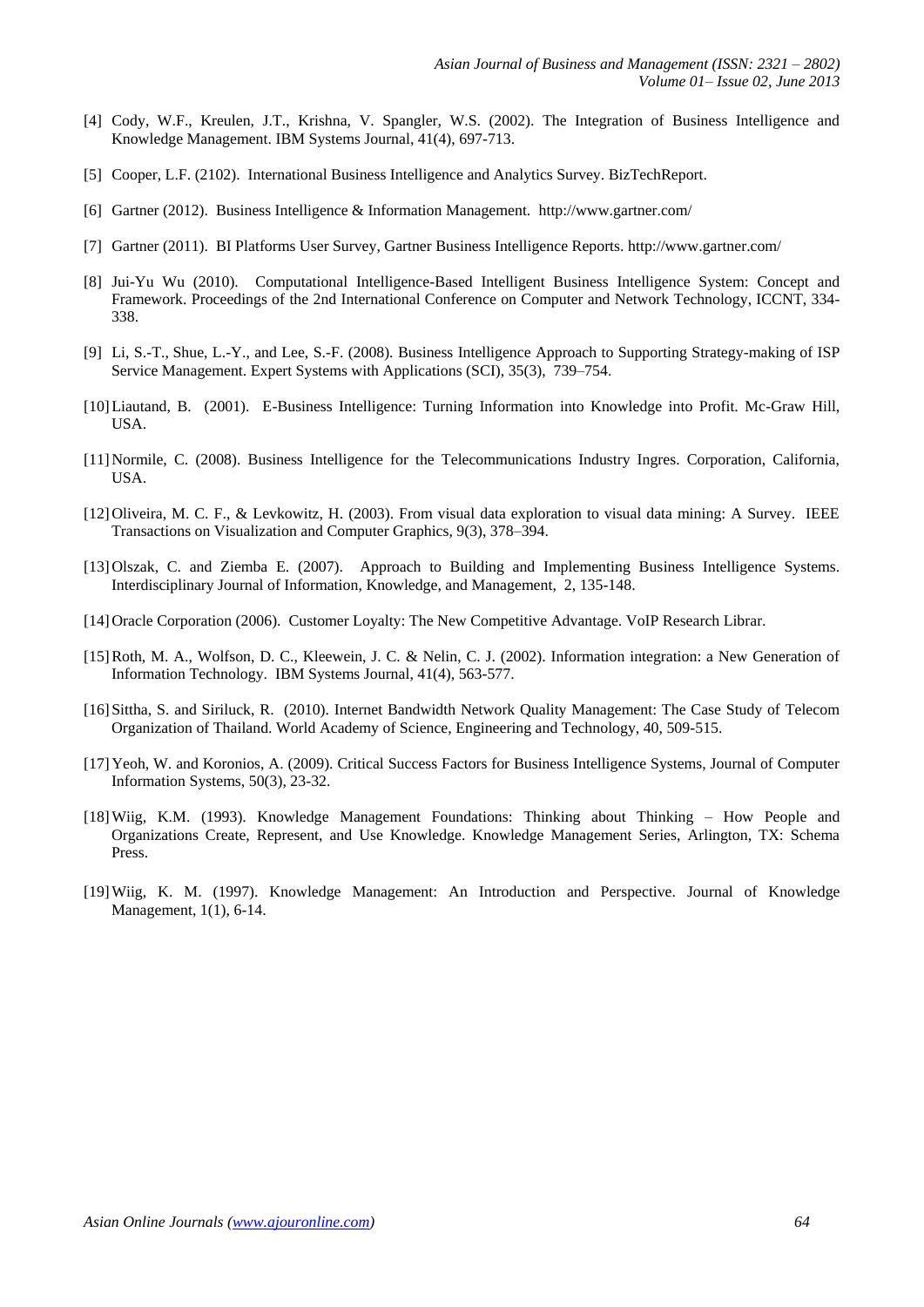[4] Cody, W.F., Kreulen, J.T., Krishna, V. Spangler, W.S. (2002). The Integration of Business Intelligence and Knowledge Management. IBM Systems Journal, 41(4), 697-713.

[5] Cooper, L.F. (2102). International Business Intelligence and Analytics Survey. BizTechReport.

[6] Gartner (2012). Business Intelligence & Information Management. http://www.gartner.com/

[7] Gartner (2011). BI Platforms User Survey, Gartner Business Intelligence Reports. http://www.gartner.com/

[8] Jui-Yu Wu (2010). Computational Intelligence-Based Intelligent Business Intelligence System: Concept and Framework. Proceedings of the 2nd International Conference on Computer and Network Technology, ICCNT, 334-338.

[9] Li, S.-T., Shue, L.-Y., and Lee, S.-F. (2008). Business Intelligence Approach to Supporting Strategy-making of ISP Service Management. Expert Systems with Applications (SCI), 35(3), 739–754.

[10] Liautand, B. (2001). E-Business Intelligence: Turning Information into Knowledge into Profit. Mc-Graw Hill, USA.

[11] Normile, C. (2008). Business Intelligence for the Telecommunications Industry Ingres. Corporation, California, USA.

[12] Oliveira, M. C. F., & Levkowitz, H. (2003). From visual data exploration to visual data mining: A Survey. IEEE Transactions on Visualization and Computer Graphics, 9(3), 378–394.

[13] Olszak, C. and Ziemba E. (2007). Approach to Building and Implementing Business Intelligence Systems. Interdisciplinary Journal of Information, Knowledge, and Management, 2, 135-148.

[14] Oracle Corporation (2006). Customer Loyalty: The New Competitive Advantage. VoIP Research Librar.

[15] Roth, M. A., Wolfson, D. C., Kleewein, J. C. & Nelin, C. J. (2002). Information integration: a New Generation of Information Technology. IBM Systems Journal, 41(4), 563-577.

[16] Sittha, S. and Siriluck, R. (2010). Internet Bandwidth Network Quality Management: The Case Study of Telecom Organization of Thailand. World Academy of Science, Engineering and Technology, 40, 509-515.

[17] Yeoh, W. and Koronios, A. (2009). Critical Success Factors for Business Intelligence Systems, Journal of Computer Information Systems, 50(3), 23-32.

[18] Wiig, K.M. (1993). Knowledge Management Foundations: Thinking about Thinking – How People and Organizations Create, Represent, and Use Knowledge. Knowledge Management Series, Arlington, TX: Schema Press.

[19] Wiig, K. M. (1997). Knowledge Management: An Introduction and Perspective. Journal of Knowledge Management, 1(1), 6-14.